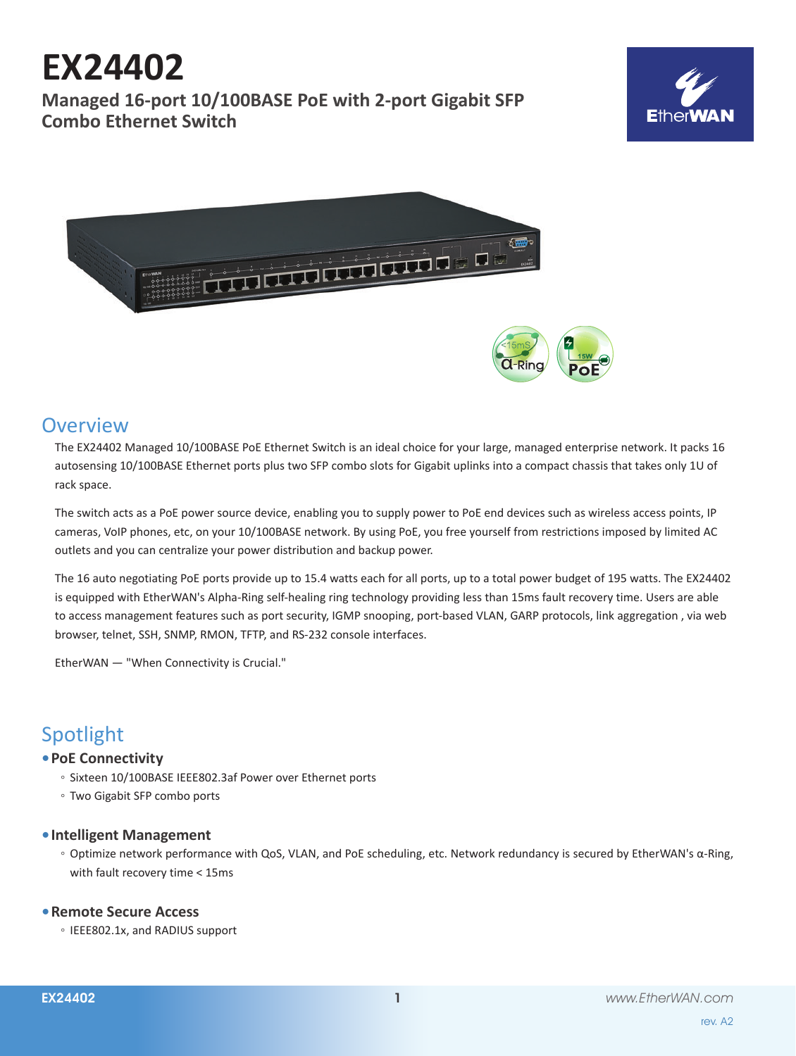# EX24402

## Managed 16-port 10/100BASE PoE with 2-port Gigabit SFP Combo Ethernet Switch

## Overview

The EX24402 Managed 10/100BASE PoE Ethernet Switch is an ideal choice for your large, managed enterprise network. It packs 16 autosensing 10/100BASE Ethernet ports plus two SFP combo slots for Gigabit uplinks into a compact chassis that takes only 1U of rack space.

The switch acts as a PoE power source device, enabling you to supply power to PoE end devices such as wireless access points, IP cameras, VoIP phones, etc, on your 10/100BASE network. By using PoE, you free yourself from restrictions imposed by limited AC outlets and you can centralize your power distribution and backup power.

The 16 auto negotiating PoE ports provide up to 15.4 watts each for all ports, up to a total power budget of 195 watts. The EX24402 is equipped with EtherWAN's Alpha-Ring self-healing ring technology providing less than 15ms fault recovery time. Users are able to access management features such as port security, IGMP snooping, port-based VLAN, GARP protocols, link aggregation , via web browser, telnet, SSH, SNMP, RMON, TFTP, and RS-232 console interfaces.

EtherWAN — "When Connectivity is Crucial."

## Spotlight

- **PoE Connectivity**
  - Sixteen 10/100BASE IEEE802.3af Power over Ethernet ports
  - Two Gigabit SFP combo ports

- **Intelligent Management**
  - Optimize network performance with QoS, VLAN, and PoE scheduling, etc. Network redundancy is secured by EtherWAN's α-Ring, with fault recovery time < 15ms

- **Remote Secure Access**
  - IEEE802.1x, and RADIUS support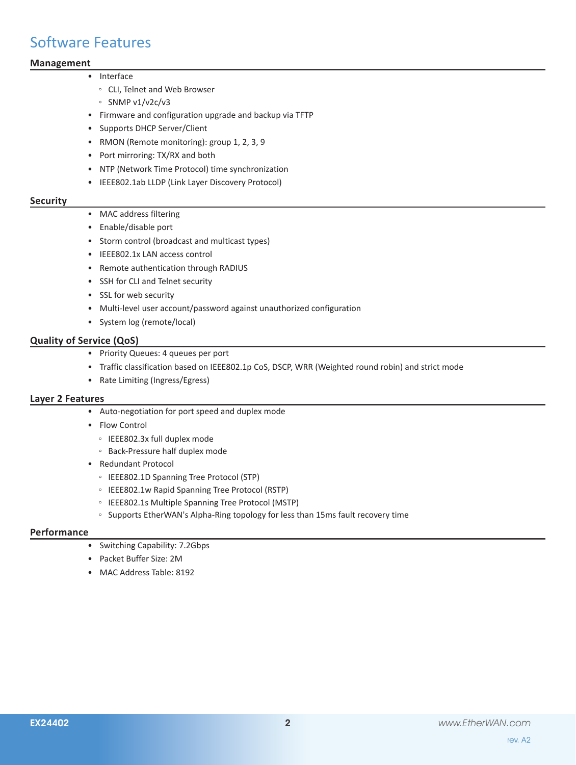# Software Features

## Management

- Interface
  - CLI, Telnet and Web Browser
  - SNMP v1/v2c/v3
- Firmware and configuration upgrade and backup via TFTP
- Supports DHCP Server/Client
- RMON (Remote monitoring): group 1, 2, 3, 9
- Port mirroring: TX/RX and both
- NTP (Network Time Protocol) time synchronization
- IEEE802.1ab LLDP (Link Layer Discovery Protocol)

## Security

- MAC address filtering
- Enable/disable port
- Storm control (broadcast and multicast types)
- IEEE802.1x LAN access control
- Remote authentication through RADIUS
- SSH for CLI and Telnet security
- SSL for web security
- Multi-level user account/password against unauthorized configuration
- System log (remote/local)

## Quality of Service (QoS)

- Priority Queues: 4 queues per port
- Traffic classification based on IEEE802.1p CoS, DSCP, WRR (Weighted round robin) and strict mode
- Rate Limiting (Ingress/Egress)

## Layer 2 Features

- Auto-negotiation for port speed and duplex mode
- Flow Control
  - IEEE802.3x full duplex mode
  - Back-Pressure half duplex mode
- Redundant Protocol
  - IEEE802.1D Spanning Tree Protocol (STP)
  - IEEE802.1w Rapid Spanning Tree Protocol (RSTP)
  - IEEE802.1s Multiple Spanning Tree Protocol (MSTP)
  - Supports EtherWAN's Alpha-Ring topology for less than 15ms fault recovery time

## Performance

- Switching Capability: 7.2Gbps
- Packet Buffer Size: 2M
- MAC Address Table: 8192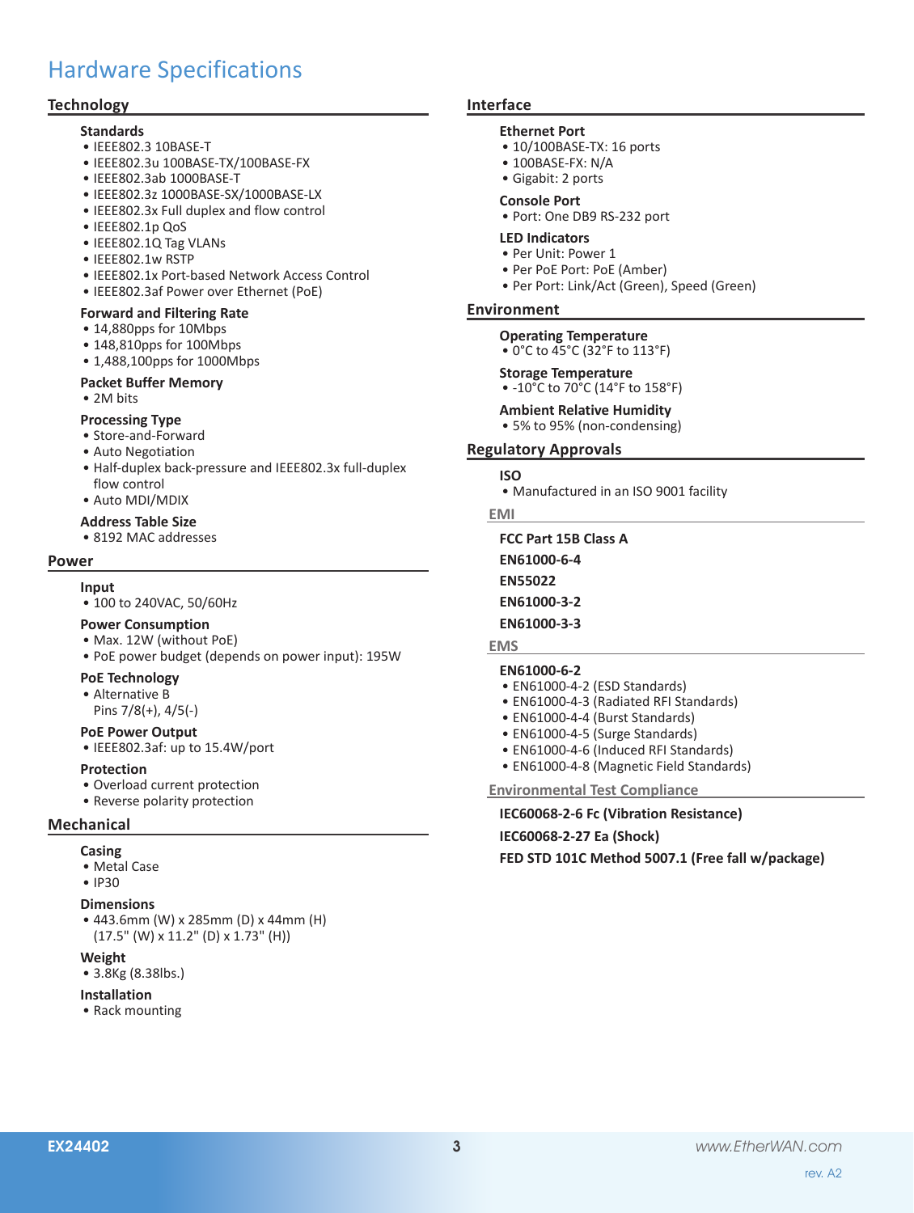# Hardware Specifications

## Technology

### Standards
- IEEE802.3 10BASE-T
- IEEE802.3u 100BASE-TX/100BASE-FX
- IEEE802.3ab 1000BASE-T
- IEEE802.3z 1000BASE-SX/1000BASE-LX
- IEEE802.3x Full duplex and flow control
- IEEE802.1p QoS
- IEEE802.1Q Tag VLANs
- IEEE802.1w RSTP
- IEEE802.1x Port-based Network Access Control
- IEEE802.3af Power over Ethernet (PoE)

### Forward and Filtering Rate
- 14,880pps for 10Mbps
- 148,810pps for 100Mbps
- 1,488,100pps for 1000Mbps

### Packet Buffer Memory
- 2M bits

### Processing Type
- Store-and-Forward
- Auto Negotiation
- Half-duplex back-pressure and IEEE802.3x full-duplex flow control
- Auto MDI/MDIX

### Address Table Size
- 8192 MAC addresses

## Power

### Input
- 100 to 240VAC, 50/60Hz

### Power Consumption
- Max. 12W (without PoE)
- PoE power budget (depends on power input): 195W

### PoE Technology
- Alternative B
  Pins 7/8(+), 4/5(-)

### PoE Power Output
- IEEE802.3af: up to 15.4W/port

### Protection
- Overload current protection
- Reverse polarity protection

## Mechanical

### Casing
- Metal Case
- IP30

### Dimensions
- 443.6mm (W) x 285mm (D) x 44mm (H)
  (17.5" (W) x 11.2" (D) x 1.73" (H))

### Weight
- 3.8Kg (8.38lbs.)

### Installation
- Rack mounting

## Interface

### Ethernet Port
- 10/100BASE-TX: 16 ports
- 100BASE-FX: N/A
- Gigabit: 2 ports

### Console Port
- Port: One DB9 RS-232 port

### LED Indicators
- Per Unit: Power 1
- Per PoE Port: PoE (Amber)
- Per Port: Link/Act (Green), Speed (Green)

## Environment

### Operating Temperature
- 0°C to 45°C (32°F to 113°F)

### Storage Temperature
- -10°C to 70°C (14°F to 158°F)

### Ambient Relative Humidity
- 5% to 95% (non-condensing)

## Regulatory Approvals

### ISO
- Manufactured in an ISO 9001 facility

### EMI

**FCC Part 15B Class A**

**EN61000-6-4**

**EN55022**

**EN61000-3-2**

**EN61000-3-3**

### EMS

**EN61000-6-2**
- EN61000-4-2 (ESD Standards)
- EN61000-4-3 (Radiated RFI Standards)
- EN61000-4-4 (Burst Standards)
- EN61000-4-5 (Surge Standards)
- EN61000-4-6 (Induced RFI Standards)
- EN61000-4-8 (Magnetic Field Standards)

### Environmental Test Compliance

**IEC60068-2-6 Fc (Vibration Resistance)**

**IEC60068-2-27 Ea (Shock)**

**FED STD 101C Method 5007.1 (Free fall w/package)**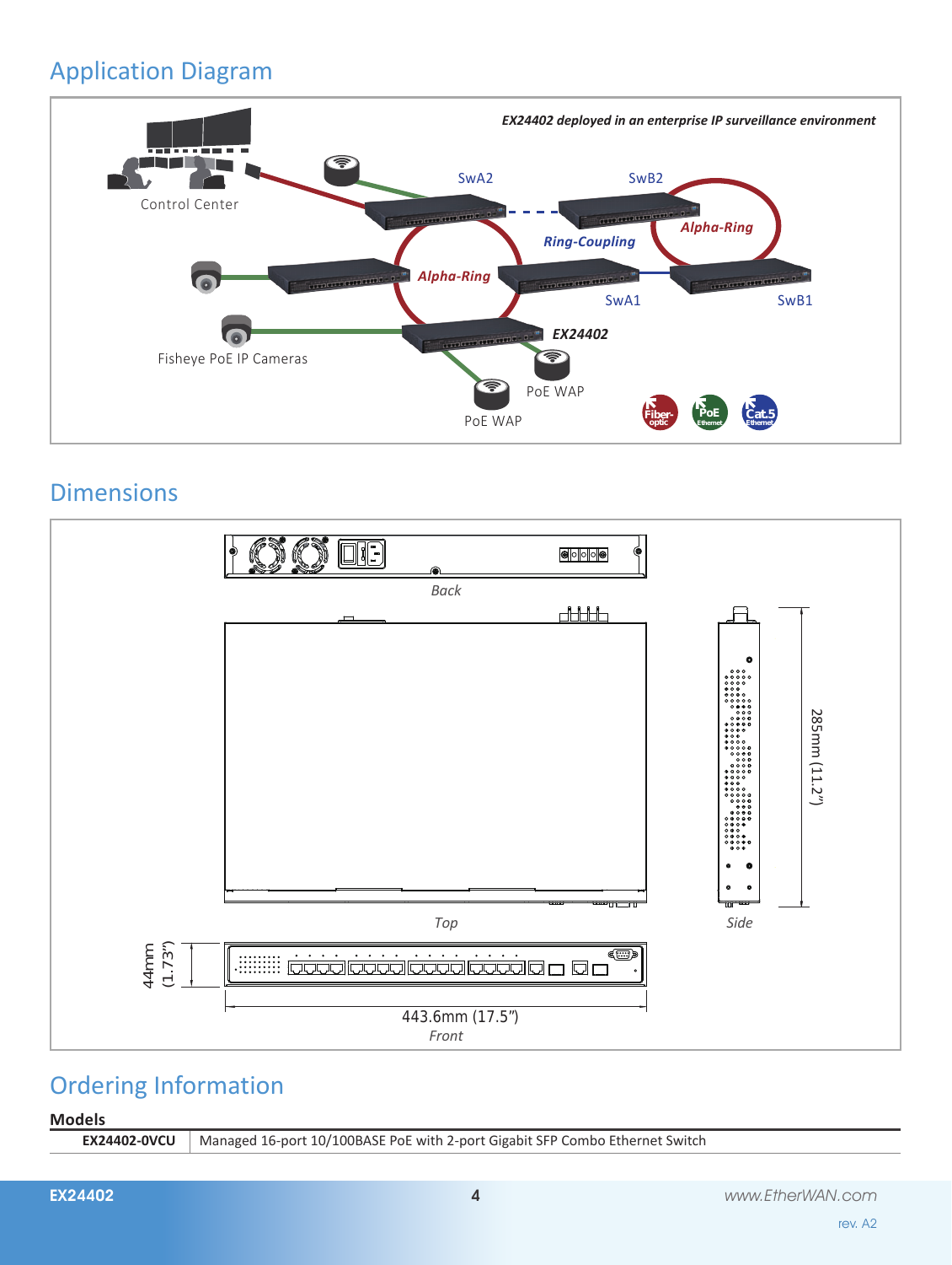## Application Diagram

*EX24402 deployed in an enterprise IP surveillance environment*

Control Center

SwA2

SwB2

Alpha-Ring

Ring-Coupling

Alpha-Ring

SwA1

SwB1

EX24402

Fisheye PoE IP Cameras

PoE WAP

PoE WAP

Fiber-optic

PoE Ethernet

Cat.5 Ethernet

## Dimensions

*Back*

*Top*

*Side*

285mm (11.2")

44mm (1.73")

443.6mm (17.5")

*Front*

## Ordering Information

### Models

| | |
|---|---|
| **EX24402-0VCU** | Managed 16-port 10/100BASE PoE with 2-port Gigabit SFP Combo Ethernet Switch |

rev. A2